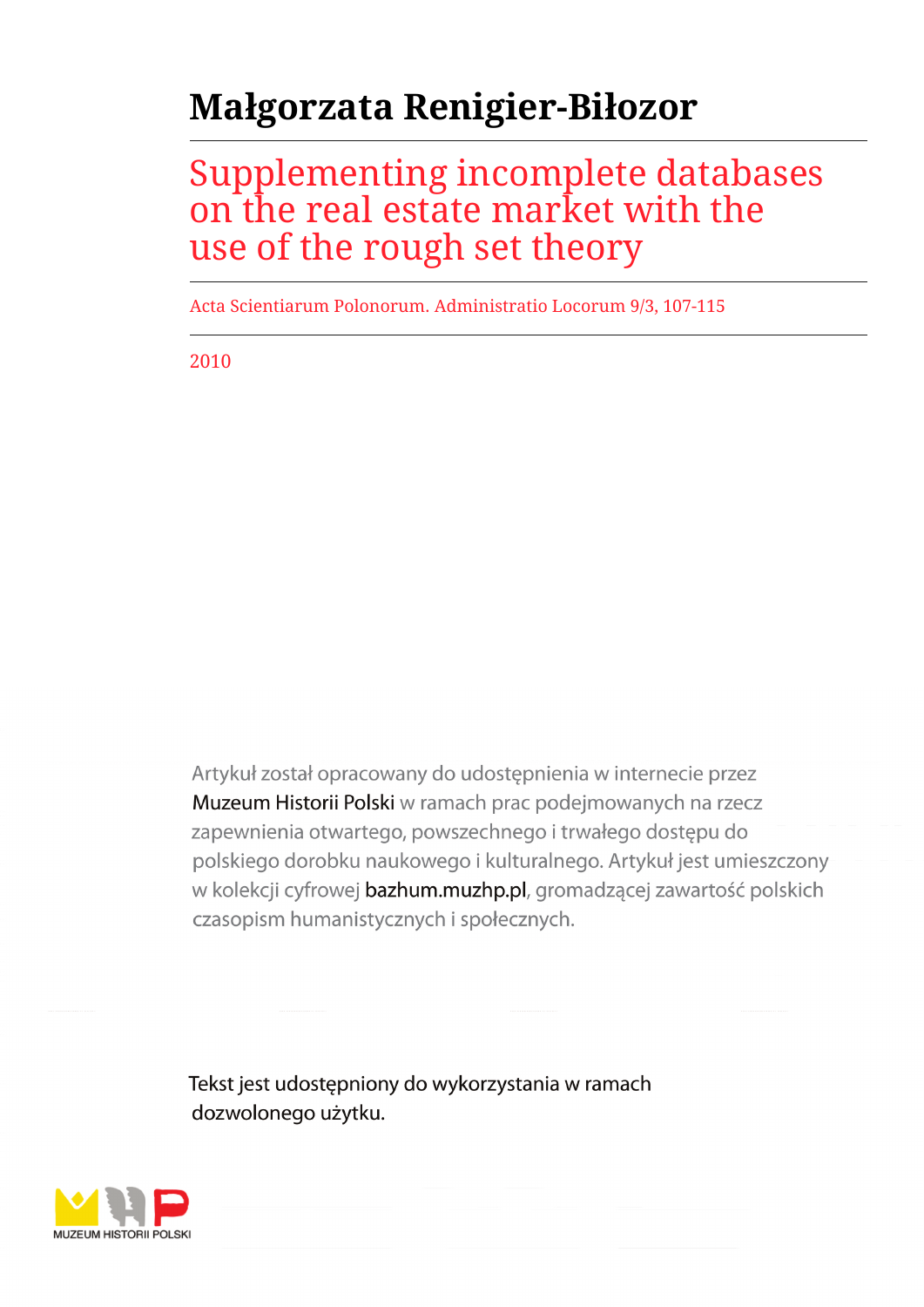# Małgorzata Renigier-Biłozor

## Supplementing incomplete databases on the real estate market with the use of the rough set theory

Acta Scientiarum Polonorum. Administratio Locorum 9/3, 107-115

2010

Artykuł został opracowany do udostępnienia w internecie przez Muzeum Historii Polski w ramach prac podejmowanych na rzecz zapewnienia otwartego, powszechnego i trwałego dostępu do polskiego dorobku naukowego i kulturalnego. Artykuł jest umieszczony w kolekcji cyfrowej bazhum.muzhp.pl, gromadzącej zawartość polskich czasopism humanistycznych i społecznych.

Tekst jest udostępniony do wykorzystania w ramach dozwolonego użytku.

MUZEUM HISTORII POLSKI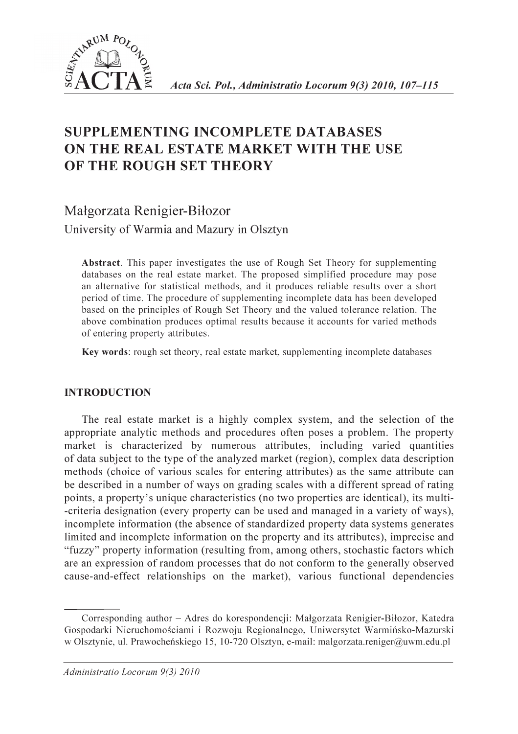# SUPPLEMENTING INCOMPLETE DATABASES ON THE REAL ESTATE MARKET WITH THE USE OF THE ROUGH SET THEORY

Małgorzata Renigier-Biłozor
University of Warmia and Mazury in Olsztyn

**Abstract**. This paper investigates the use of Rough Set Theory for supplementing databases on the real estate market. The proposed simplified procedure may pose an alternative for statistical methods, and it produces reliable results over a short period of time. The procedure of supplementing incomplete data has been developed based on the principles of Rough Set Theory and the valued tolerance relation. The above combination produces optimal results because it accounts for varied methods of entering property attributes.

**Key words**: rough set theory, real estate market, supplementing incomplete databases

## INTRODUCTION

The real estate market is a highly complex system, and the selection of the appropriate analytic methods and procedures often poses a problem. The property market is characterized by numerous attributes, including varied quantities of data subject to the type of the analyzed market (region), complex data description methods (choice of various scales for entering attributes) as the same attribute can be described in a number of ways on grading scales with a different spread of rating points, a property's unique characteristics (no two properties are identical), its multi-criteria designation (every property can be used and managed in a variety of ways), incomplete information (the absence of standardized property data systems generates limited and incomplete information on the property and its attributes), imprecise and "fuzzy" property information (resulting from, among others, stochastic factors which are an expression of random processes that do not conform to the generally observed cause-and-effect relationships on the market), various functional dependencies

---

Corresponding author – Adres do korespondencji: Małgorzata Renigier-Biłozor, Katedra Gospodarki Nieruchomościami i Rozwoju Regionalnego, Uniwersytet Warmińsko-Mazurski w Olsztynie, ul. Prawocheńskiego 15, 10-720 Olsztyn, e-mail: malgorzata.reniger@uwm.edu.pl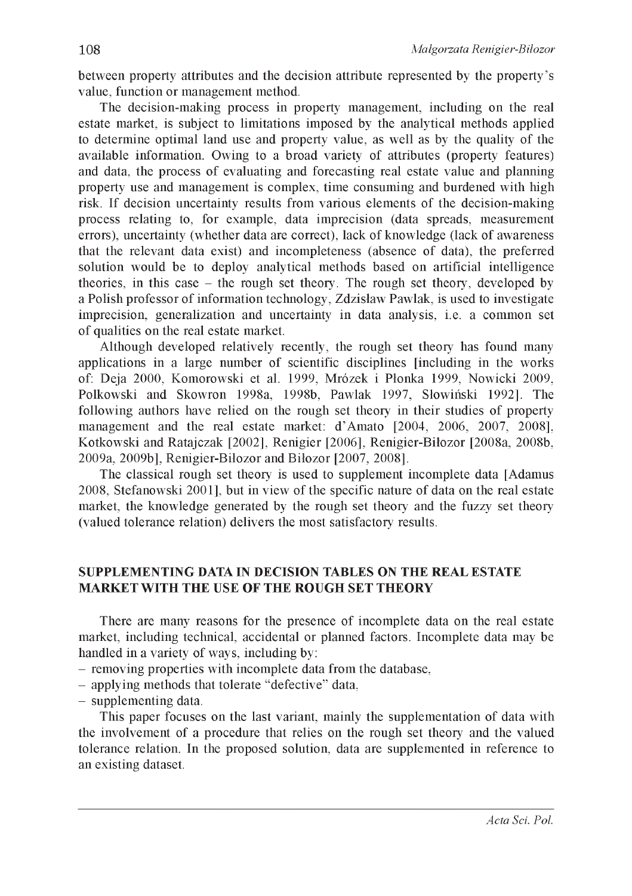between property attributes and the decision attribute represented by the property's value, function or management method.

The decision-making process in property management, including on the real estate market, is subject to limitations imposed by the analytical methods applied to determine optimal land use and property value, as well as by the quality of the available information. Owing to a broad variety of attributes (property features) and data, the process of evaluating and forecasting real estate value and planning property use and management is complex, time consuming and burdened with high risk. If decision uncertainty results from various elements of the decision-making process relating to, for example, data imprecision (data spreads, measurement errors), uncertainty (whether data are correct), lack of knowledge (lack of awareness that the relevant data exist) and incompleteness (absence of data), the preferred solution would be to deploy analytical methods based on artificial intelligence theories, in this case – the rough set theory. The rough set theory, developed by a Polish professor of information technology, Zdzisław Pawlak, is used to investigate imprecision, generalization and uncertainty in data analysis, i.e. a common set of qualities on the real estate market.

Although developed relatively recently, the rough set theory has found many applications in a large number of scientific disciplines [including in the works of: Deja 2000, Komorowski et al. 1999, Mrózek i Płonka 1999, Nowicki 2009, Polkowski and Skowron 1998a, 1998b, Pawlak 1997, Słowiński 1992]. The following authors have relied on the rough set theory in their studies of property management and the real estate market: d'Amato [2004, 2006, 2007, 2008], Kotkowski and Ratajczak [2002], Renigier [2006], Renigier-Biłozor [2008a, 2008b, 2009a, 2009b], Renigier-Biłozor and Biłozor [2007, 2008].

The classical rough set theory is used to supplement incomplete data [Adamus 2008, Stefanowski 2001], but in view of the specific nature of data on the real estate market, the knowledge generated by the rough set theory and the fuzzy set theory (valued tolerance relation) delivers the most satisfactory results.

## SUPPLEMENTING DATA IN DECISION TABLES ON THE REAL ESTATE MARKET WITH THE USE OF THE ROUGH SET THEORY

There are many reasons for the presence of incomplete data on the real estate market, including technical, accidental or planned factors. Incomplete data may be handled in a variety of ways, including by:

- removing properties with incomplete data from the database,
- applying methods that tolerate "defective" data,
- supplementing data.

This paper focuses on the last variant, mainly the supplementation of data with the involvement of a procedure that relies on the rough set theory and the valued tolerance relation. In the proposed solution, data are supplemented in reference to an existing dataset.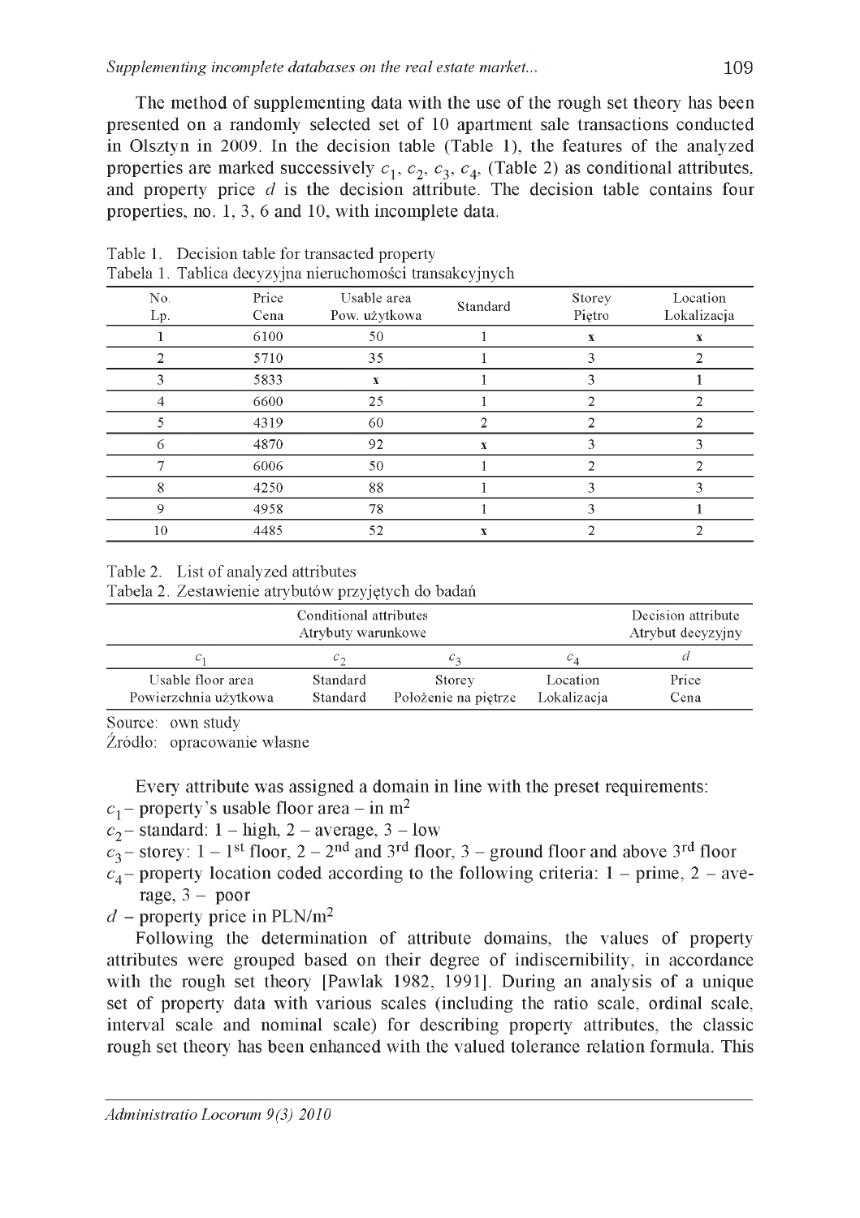The method of supplementing data with the use of the rough set theory has been presented on a randomly selected set of 10 apartment sale transactions conducted in Olsztyn in 2009. In the decision table (Table 1), the features of the analyzed properties are marked successively $c_1$, $c_2$, $c_3$, $c_4$, (Table 2) as conditional attributes, and property price $d$ is the decision attribute. The decision table contains four properties, no. 1, 3, 6 and 10, with incomplete data.

Table 1. Decision table for transacted property
Tabela 1. Tablica decyzyjna nieruchomości transakcyjnych

| No.<br>Lp. | Price<br>Cena | Usable area<br>Pow. użytkowa | Standard | Storey<br>Piętro | Location<br>Lokalizacja |
|---|---|---|---|---|---|
| 1 | 6100 | 50 | 1 | x | x |
| 2 | 5710 | 35 | 1 | 3 | 2 |
| 3 | 5833 | x | 1 | 3 | 1 |
| 4 | 6600 | 25 | 1 | 2 | 2 |
| 5 | 4319 | 60 | 2 | 2 | 2 |
| 6 | 4870 | 92 | x | 3 | 3 |
| 7 | 6006 | 50 | 1 | 2 | 2 |
| 8 | 4250 | 88 | 1 | 3 | 3 |
| 9 | 4958 | 78 | 1 | 3 | 1 |
| 10 | 4485 | 52 | x | 2 | 2 |

Table 2. List of analyzed attributes
Tabela 2. Zestawienie atrybutów przyjętych do badań

| Conditional attributes<br>Atrybuty warunkowe | | | | Decision attribute<br>Atrybut decyzyjny |
|---|---|---|---|---|
| $c_1$ | $c_2$ | $c_3$ | $c_4$ | $d$ |
| Usable floor area<br>Powierzchnia użytkowa | Standard<br>Standard | Storey<br>Położenie na piętrze | Location<br>Lokalizacja | Price<br>Cena |

Source: own study
Źródło: opracowanie własne

Every attribute was assigned a domain in line with the preset requirements:

- $c_1$ – property's usable floor area – in m$^2$
- $c_2$ – standard: 1 – high, 2 – average, 3 – low
- $c_3$ – storey: 1 – 1$^{st}$ floor, 2 – 2$^{nd}$ and 3$^{rd}$ floor, 3 – ground floor and above 3$^{rd}$ floor
- $c_4$ – property location coded according to the following criteria: 1 – prime, 2 – average, 3 – poor
- $d$ – property price in PLN/m$^2$

Following the determination of attribute domains, the values of property attributes were grouped based on their degree of indiscernibility, in accordance with the rough set theory [Pawlak 1982, 1991]. During an analysis of a unique set of property data with various scales (including the ratio scale, ordinal scale, interval scale and nominal scale) for describing property attributes, the classic rough set theory has been enhanced with the valued tolerance relation formula. This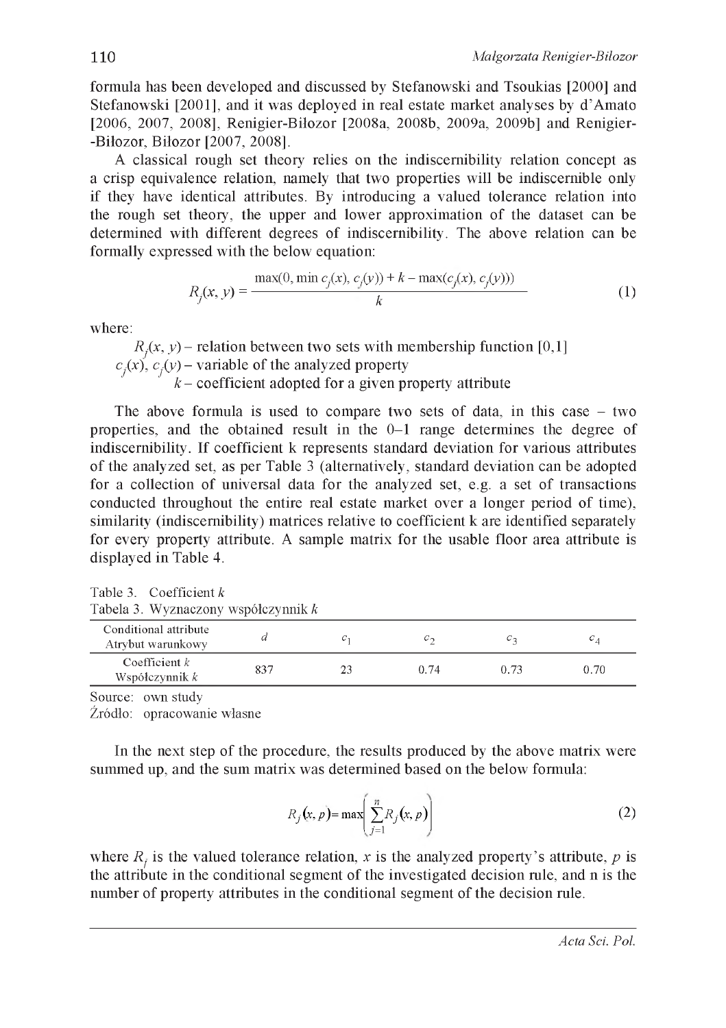formula has been developed and discussed by Stefanowski and Tsoukias [2000] and Stefanowski [2001], and it was deployed in real estate market analyses by d'Amato [2006, 2007, 2008], Renigier-Biłozor [2008a, 2008b, 2009a, 2009b] and Renigier--Biłozor, Biłozor [2007, 2008].

A classical rough set theory relies on the indiscernibility relation concept as a crisp equivalence relation, namely that two properties will be indiscernible only if they have identical attributes. By introducing a valued tolerance relation into the rough set theory, the upper and lower approximation of the dataset can be determined with different degrees of indiscernibility. The above relation can be formally expressed with the below equation:

$$R_j(x, y) = \frac{\max(0, \min c_j(x), c_j(y)) + k - \max(c_j(x), c_j(y)))}{k} \tag{1}$$

where:

$R_j(x, y)$ – relation between two sets with membership function [0,1]
$c_j(x)$, $c_j(y)$ – variable of the analyzed property
$k$ – coefficient adopted for a given property attribute

The above formula is used to compare two sets of data, in this case – two properties, and the obtained result in the 0–1 range determines the degree of indiscernibility. If coefficient k represents standard deviation for various attributes of the analyzed set, as per Table 3 (alternatively, standard deviation can be adopted for a collection of universal data for the analyzed set, e.g. a set of transactions conducted throughout the entire real estate market over a longer period of time), similarity (indiscernibility) matrices relative to coefficient k are identified separately for every property attribute. A sample matrix for the usable floor area attribute is displayed in Table 4.

Table 3. Coefficient $k$
Tabela 3. Wyznaczony współczynnik $k$

| Conditional attribute<br>Atrybut warunkowy | $d$ | $c_1$ | $c_2$ | $c_3$ | $c_4$ |
|---|---|---|---|---|---|
| Coefficient $k$<br>Współczynnik $k$ | 837 | 23 | 0.74 | 0.73 | 0.70 |

Source: own study
Źródło: opracowanie własne

In the next step of the procedure, the results produced by the above matrix were summed up, and the sum matrix was determined based on the below formula:

$$R_j(x, p) = \max\left(\sum_{j=1}^{n} R_j(x, p)\right) \tag{2}$$

where $R_j$ is the valued tolerance relation, $x$ is the analyzed property's attribute, $p$ is the attribute in the conditional segment of the investigated decision rule, and n is the number of property attributes in the conditional segment of the decision rule.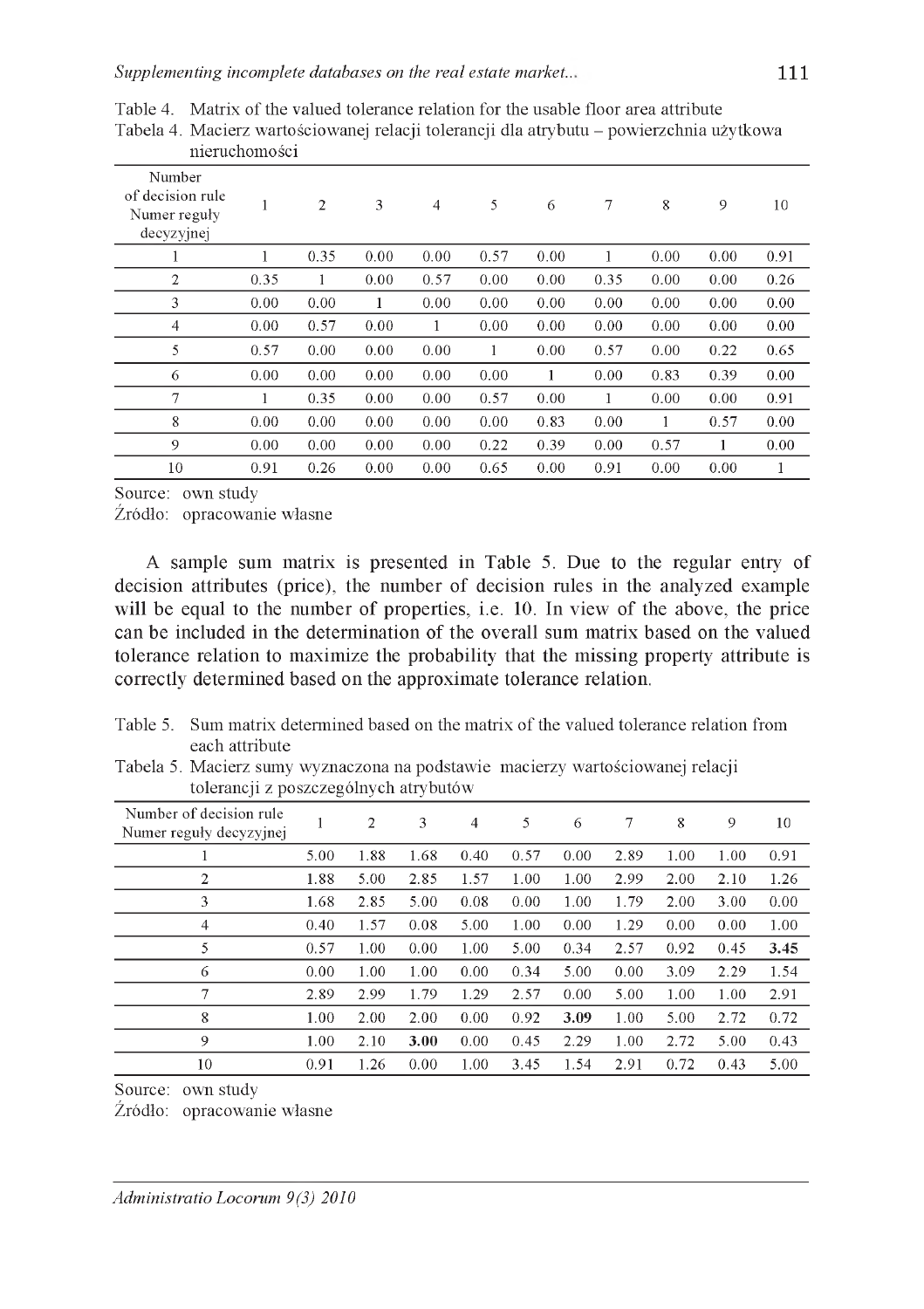Table 4. Matrix of the valued tolerance relation for the usable floor area attribute

Tabela 4. Macierz wartościowanej relacji tolerancji dla atrybutu – powierzchnia użytkowa nieruchomości

| Number of decision rule Numer reguły decyzyjnej | 1 | 2 | 3 | 4 | 5 | 6 | 7 | 8 | 9 | 10 |
|---|---|---|---|---|---|---|---|---|---|---|
| 1 | 1 | 0.35 | 0.00 | 0.00 | 0.57 | 0.00 | 1 | 0.00 | 0.00 | 0.91 |
| 2 | 0.35 | 1 | 0.00 | 0.57 | 0.00 | 0.00 | 0.35 | 0.00 | 0.00 | 0.26 |
| 3 | 0.00 | 0.00 | 1 | 0.00 | 0.00 | 0.00 | 0.00 | 0.00 | 0.00 | 0.00 |
| 4 | 0.00 | 0.57 | 0.00 | 1 | 0.00 | 0.00 | 0.00 | 0.00 | 0.00 | 0.00 |
| 5 | 0.57 | 0.00 | 0.00 | 0.00 | 1 | 0.00 | 0.57 | 0.00 | 0.22 | 0.65 |
| 6 | 0.00 | 0.00 | 0.00 | 0.00 | 0.00 | 1 | 0.00 | 0.83 | 0.39 | 0.00 |
| 7 | 1 | 0.35 | 0.00 | 0.00 | 0.57 | 0.00 | 1 | 0.00 | 0.00 | 0.91 |
| 8 | 0.00 | 0.00 | 0.00 | 0.00 | 0.00 | 0.83 | 0.00 | 1 | 0.57 | 0.00 |
| 9 | 0.00 | 0.00 | 0.00 | 0.00 | 0.22 | 0.39 | 0.00 | 0.57 | 1 | 0.00 |
| 10 | 0.91 | 0.26 | 0.00 | 0.00 | 0.65 | 0.00 | 0.91 | 0.00 | 0.00 | 1 |

Source: own study

Źródło: opracowanie własne

A sample sum matrix is presented in Table 5. Due to the regular entry of decision attributes (price), the number of decision rules in the analyzed example will be equal to the number of properties, i.e. 10. In view of the above, the price can be included in the determination of the overall sum matrix based on the valued tolerance relation to maximize the probability that the missing property attribute is correctly determined based on the approximate tolerance relation.

Table 5. Sum matrix determined based on the matrix of the valued tolerance relation from each attribute

Tabela 5. Macierz sumy wyznaczona na podstawie macierzy wartościowanej relacji tolerancji z poszczególnych atrybutów

| Number of decision rule Numer reguły decyzyjnej | 1 | 2 | 3 | 4 | 5 | 6 | 7 | 8 | 9 | 10 |
|---|---|---|---|---|---|---|---|---|---|---|
| 1 | 5.00 | 1.88 | 1.68 | 0.40 | 0.57 | 0.00 | 2.89 | 1.00 | 1.00 | 0.91 |
| 2 | 1.88 | 5.00 | 2.85 | 1.57 | 1.00 | 1.00 | 2.99 | 2.00 | 2.10 | 1.26 |
| 3 | 1.68 | 2.85 | 5.00 | 0.08 | 0.00 | 1.00 | 1.79 | 2.00 | 3.00 | 0.00 |
| 4 | 0.40 | 1.57 | 0.08 | 5.00 | 1.00 | 0.00 | 1.29 | 0.00 | 0.00 | 1.00 |
| 5 | 0.57 | 1.00 | 0.00 | 1.00 | 5.00 | 0.34 | 2.57 | 0.92 | 0.45 | **3.45** |
| 6 | 0.00 | 1.00 | 1.00 | 0.00 | 0.34 | 5.00 | 0.00 | 3.09 | 2.29 | 1.54 |
| 7 | 2.89 | 2.99 | 1.79 | 1.29 | 2.57 | 0.00 | 5.00 | 1.00 | 1.00 | 2.91 |
| 8 | 1.00 | 2.00 | 2.00 | 0.00 | 0.92 | **3.09** | 1.00 | 5.00 | 2.72 | 0.72 |
| 9 | 1.00 | 2.10 | **3.00** | 0.00 | 0.45 | 2.29 | 1.00 | 2.72 | 5.00 | 0.43 |
| 10 | 0.91 | 1.26 | 0.00 | 1.00 | 3.45 | 1.54 | 2.91 | 0.72 | 0.43 | 5.00 |

Source: own study

Źródło: opracowanie własne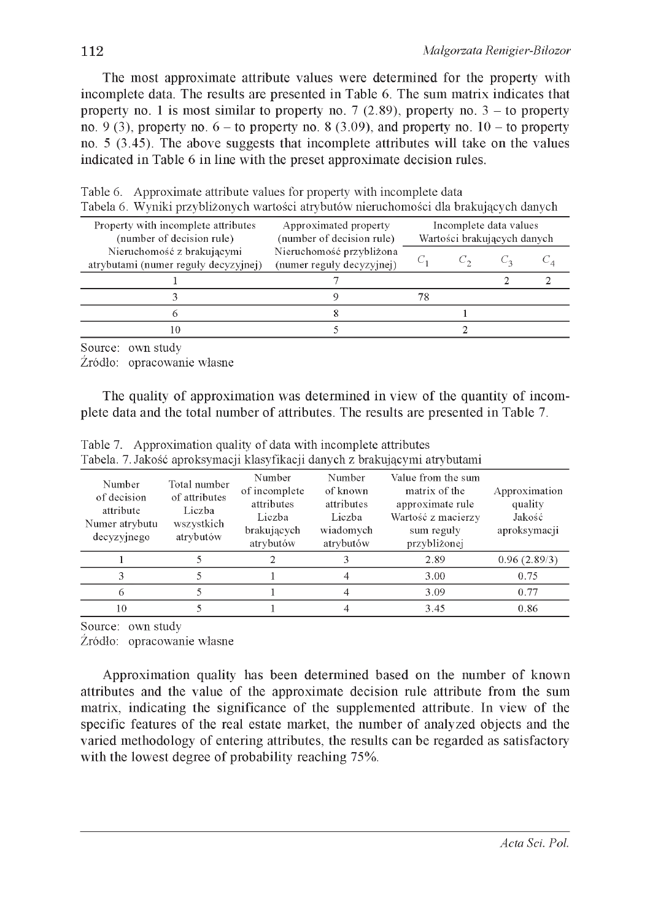The most approximate attribute values were determined for the property with incomplete data. The results are presented in Table 6. The sum matrix indicates that property no. 1 is most similar to property no. 7 (2.89), property no. 3 – to property no. 9 (3), property no. 6 – to property no. 8 (3.09), and property no. 10 – to property no. 5 (3.45). The above suggests that incomplete attributes will take on the values indicated in Table 6 in line with the preset approximate decision rules.

Table 6. Approximate attribute values for property with incomplete data
Tabela 6. Wyniki przybliżonych wartości atrybutów nieruchomości dla brakujących danych

| Property with incomplete attributes (number of decision rule) Nieruchomość z brakującymi atrybutami (numer reguły decyzyjnej) | Approximated property (number of decision rule) Nieruchomość przybliżona (numer reguły decyzyjnej) | Incomplete data values Wartości brakujących danych | | | |
|---|---|---|---|---|---|
| | | $C_1$ | $C_2$ | $C_3$ | $C_4$ |
| 1 | 7 | | | 2 | 2 |
| 3 | 9 | 78 | | | |
| 6 | 8 | | 1 | | |
| 10 | 5 | | 2 | | |

Source: own study
Źródło: opracowanie własne

The quality of approximation was determined in view of the quantity of incomplete data and the total number of attributes. The results are presented in Table 7.

Table 7. Approximation quality of data with incomplete attributes
Tabela. 7. Jakość aproksymacji klasyfikacji danych z brakującymi atrybutami

| Number of decision attribute Numer atrybutu decyzyjnego | Total number of attributes Liczba wszystkich atrybutów | Number of incomplete attributes Liczba brakujących atrybutów | Number of known attributes Liczba wiadomych atrybutów | Value from the sum matrix of the approximate rule Wartość z macierzy sum reguły przybliżonej | Approximation quality Jakość aproksymacji |
|---|---|---|---|---|---|
| 1 | 5 | 2 | 3 | 2.89 | 0.96 (2.89/3) |
| 3 | 5 | 1 | 4 | 3.00 | 0.75 |
| 6 | 5 | 1 | 4 | 3.09 | 0.77 |
| 10 | 5 | 1 | 4 | 3.45 | 0.86 |

Source: own study
Źródło: opracowanie własne

Approximation quality has been determined based on the number of known attributes and the value of the approximate decision rule attribute from the sum matrix, indicating the significance of the supplemented attribute. In view of the specific features of the real estate market, the number of analyzed objects and the varied methodology of entering attributes, the results can be regarded as satisfactory with the lowest degree of probability reaching 75%.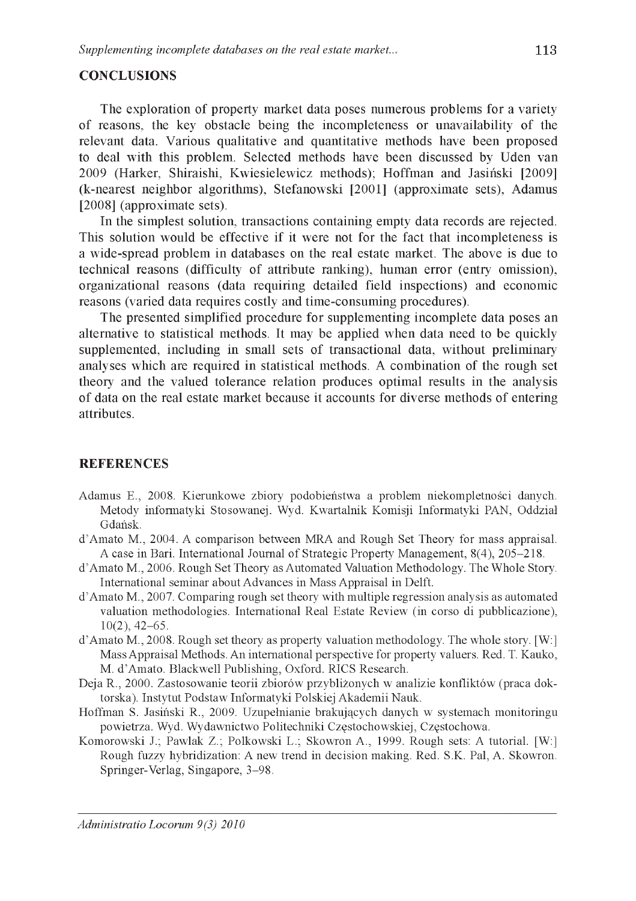## CONCLUSIONS

The exploration of property market data poses numerous problems for a variety of reasons, the key obstacle being the incompleteness or unavailability of the relevant data. Various qualitative and quantitative methods have been proposed to deal with this problem. Selected methods have been discussed by Uden van 2009 (Harker, Shiraishi, Kwiesielewicz methods); Hoffman and Jasiński [2009] (k-nearest neighbor algorithms), Stefanowski [2001] (approximate sets), Adamus [2008] (approximate sets).

In the simplest solution, transactions containing empty data records are rejected. This solution would be effective if it were not for the fact that incompleteness is a wide-spread problem in databases on the real estate market. The above is due to technical reasons (difficulty of attribute ranking), human error (entry omission), organizational reasons (data requiring detailed field inspections) and economic reasons (varied data requires costly and time-consuming procedures).

The presented simplified procedure for supplementing incomplete data poses an alternative to statistical methods. It may be applied when data need to be quickly supplemented, including in small sets of transactional data, without preliminary analyses which are required in statistical methods. A combination of the rough set theory and the valued tolerance relation produces optimal results in the analysis of data on the real estate market because it accounts for diverse methods of entering attributes.

## REFERENCES

Adamus E., 2008. Kierunkowe zbiory podobieństwa a problem niekompletności danych. Metody informatyki Stosowanej. Wyd. Kwartalnik Komisji Informatyki PAN, Oddział Gdańsk.

d'Amato M., 2004. A comparison between MRA and Rough Set Theory for mass appraisal. A case in Bari. International Journal of Strategic Property Management, 8(4), 205–218.

d'Amato M., 2006. Rough Set Theory as Automated Valuation Methodology. The Whole Story. International seminar about Advances in Mass Appraisal in Delft.

d'Amato M., 2007. Comparing rough set theory with multiple regression analysis as automated valuation methodologies. International Real Estate Review (in corso di pubblicazione), 10(2), 42–65.

d'Amato M., 2008. Rough set theory as property valuation methodology. The whole story. [W:] Mass Appraisal Methods. An international perspective for property valuers. Red. T. Kauko, M. d'Amato. Blackwell Publishing, Oxford. RICS Research.

Deja R., 2000. Zastosowanie teorii zbiorów przybliżonych w analizie konfliktów (praca doktorska). Instytut Podstaw Informatyki Polskiej Akademii Nauk.

Hoffman S. Jasiński R., 2009. Uzupełnianie brakujących danych w systemach monitoringu powietrza. Wyd. Wydawnictwo Politechniki Częstochowskiej, Częstochowa.

Komorowski J.; Pawlak Z.; Polkowski L.; Skowron A., 1999. Rough sets: A tutorial. [W:] Rough fuzzy hybridization: A new trend in decision making. Red. S.K. Pal, A. Skowron. Springer-Verlag, Singapore, 3–98.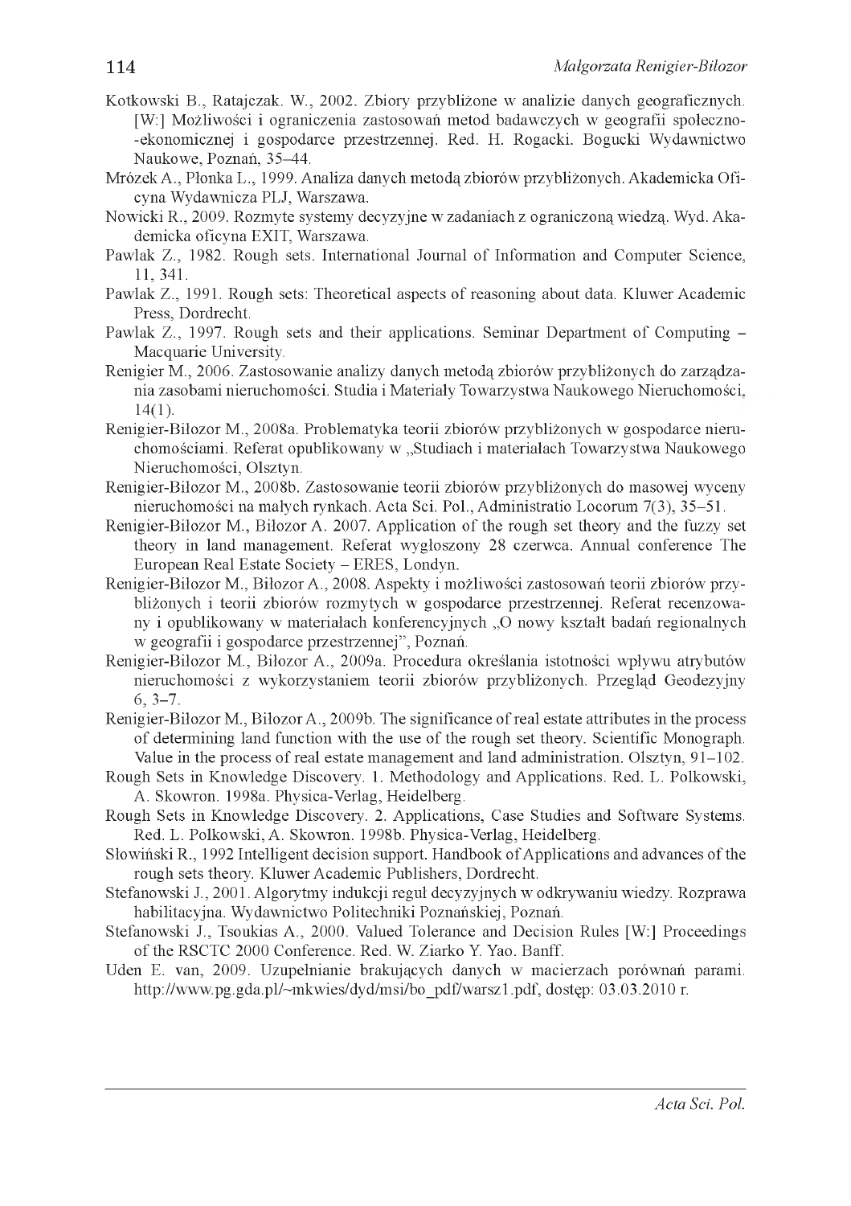Kotkowski B., Ratajczak. W., 2002. Zbiory przybliżone w analizie danych geograficznych. [W:] Możliwości i ograniczenia zastosowań metod badawczych w geografii społeczno-ekonomicznej i gospodarce przestrzennej. Red. H. Rogacki. Bogucki Wydawnictwo Naukowe, Poznań, 35–44.

Mrózek A., Płonka L., 1999. Analiza danych metodą zbiorów przybliżonych. Akademicka Oficyna Wydawnicza PLJ, Warszawa.

Nowicki R., 2009. Rozmyte systemy decyzyjne w zadaniach z ograniczoną wiedzą. Wyd. Akademicka oficyna EXIT, Warszawa.

Pawlak Z., 1982. Rough sets. International Journal of Information and Computer Science, 11, 341.

Pawlak Z., 1991. Rough sets: Theoretical aspects of reasoning about data. Kluwer Academic Press, Dordrecht.

Pawlak Z., 1997. Rough sets and their applications. Seminar Department of Computing – Macquarie University.

Renigier M., 2006. Zastosowanie analizy danych metodą zbiorów przybliżonych do zarządzania zasobami nieruchomości. Studia i Materiały Towarzystwa Naukowego Nieruchomości, 14(1).

Renigier-Biłozor M., 2008a. Problematyka teorii zbiorów przybliżonych w gospodarce nieruchomościami. Referat opublikowany w „Studiach i materiałach Towarzystwa Naukowego Nieruchomości, Olsztyn.

Renigier-Biłozor M., 2008b. Zastosowanie teorii zbiorów przybliżonych do masowej wyceny nieruchomości na małych rynkach. Acta Sci. Pol., Administratio Locorum 7(3), 35–51.

Renigier-Biłozor M., Biłozor A. 2007. Application of the rough set theory and the fuzzy set theory in land management. Referat wygłoszony 28 czerwca. Annual conference The European Real Estate Society – ERES, Londyn.

Renigier-Biłozor M., Biłozor A., 2008. Aspekty i możliwości zastosowań teorii zbiorów przybliżonych i teorii zbiorów rozmytych w gospodarce przestrzennej. Referat recenzowany i opublikowany w materiałach konferencyjnych „O nowy kształt badań regionalnych w geografii i gospodarce przestrzennej", Poznań.

Renigier-Biłozor M., Biłozor A., 2009a. Procedura określania istotności wpływu atrybutów nieruchomości z wykorzystaniem teorii zbiorów przybliżonych. Przegląd Geodezyjny 6, 3–7.

Renigier-Biłozor M., Biłozor A., 2009b. The significance of real estate attributes in the process of determining land function with the use of the rough set theory. Scientific Monograph. Value in the process of real estate management and land administration. Olsztyn, 91–102.

Rough Sets in Knowledge Discovery. 1. Methodology and Applications. Red. L. Polkowski, A. Skowron. 1998a. Physica-Verlag, Heidelberg.

Rough Sets in Knowledge Discovery. 2. Applications, Case Studies and Software Systems. Red. L. Polkowski, A. Skowron. 1998b. Physica-Verlag, Heidelberg.

Słowiński R., 1992 Intelligent decision support. Handbook of Applications and advances of the rough sets theory. Kluwer Academic Publishers, Dordrecht.

Stefanowski J., 2001. Algorytmy indukcji reguł decyzyjnych w odkrywaniu wiedzy. Rozprawa habilitacyjna. Wydawnictwo Politechniki Poznańskiej, Poznań.

Stefanowski J., Tsoukias A., 2000. Valued Tolerance and Decision Rules [W:] Proceedings of the RSCTC 2000 Conference. Red. W. Ziarko Y. Yao. Banff.

Uden E. van, 2009. Uzupełnianie brakujących danych w macierzach porównań parami. http://www.pg.gda.pl/~mkwies/dyd/msi/bo_pdf/warsz1.pdf, dostęp: 03.03.2010 r.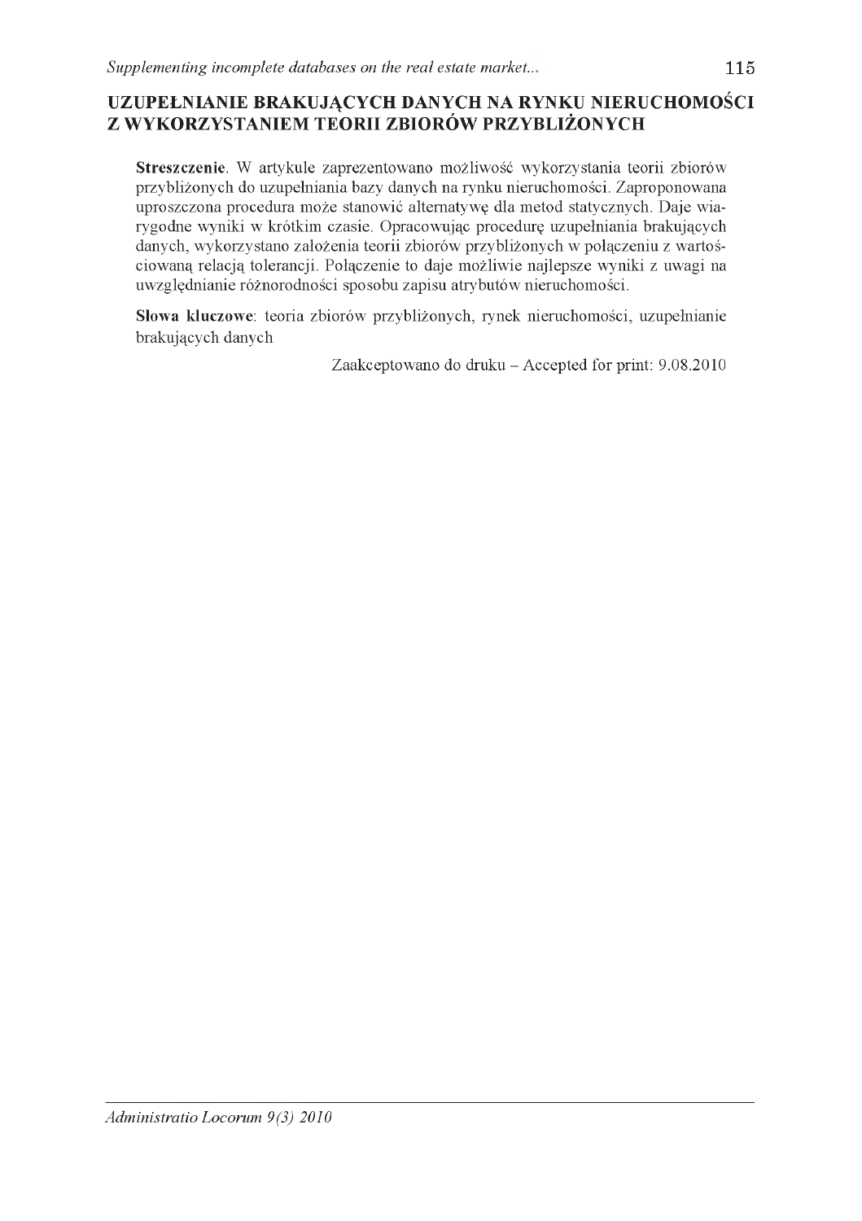## UZUPEŁNIANIE BRAKUJĄCYCH DANYCH NA RYNKU NIERUCHOMOŚCI Z WYKORZYSTANIEM TEORII ZBIORÓW PRZYBLIŻONYCH

**Streszczenie**. W artykule zaprezentowano możliwość wykorzystania teorii zbiorów przybliżonych do uzupełniania bazy danych na rynku nieruchomości. Zaproponowana uproszczona procedura może stanowić alternatywę dla metod statycznych. Daje wiarygodne wyniki w krótkim czasie. Opracowując procedurę uzupełniania brakujących danych, wykorzystano założenia teorii zbiorów przybliżonych w połączeniu z wartościowaną relacją tolerancji. Połączenie to daje możliwie najlepsze wyniki z uwagi na uwzględnianie różnorodności sposobu zapisu atrybutów nieruchomości.

**Słowa kluczowe**: teoria zbiorów przybliżonych, rynek nieruchomości, uzupełnianie brakujących danych

Zaakceptowano do druku – Accepted for print: 9.08.2010